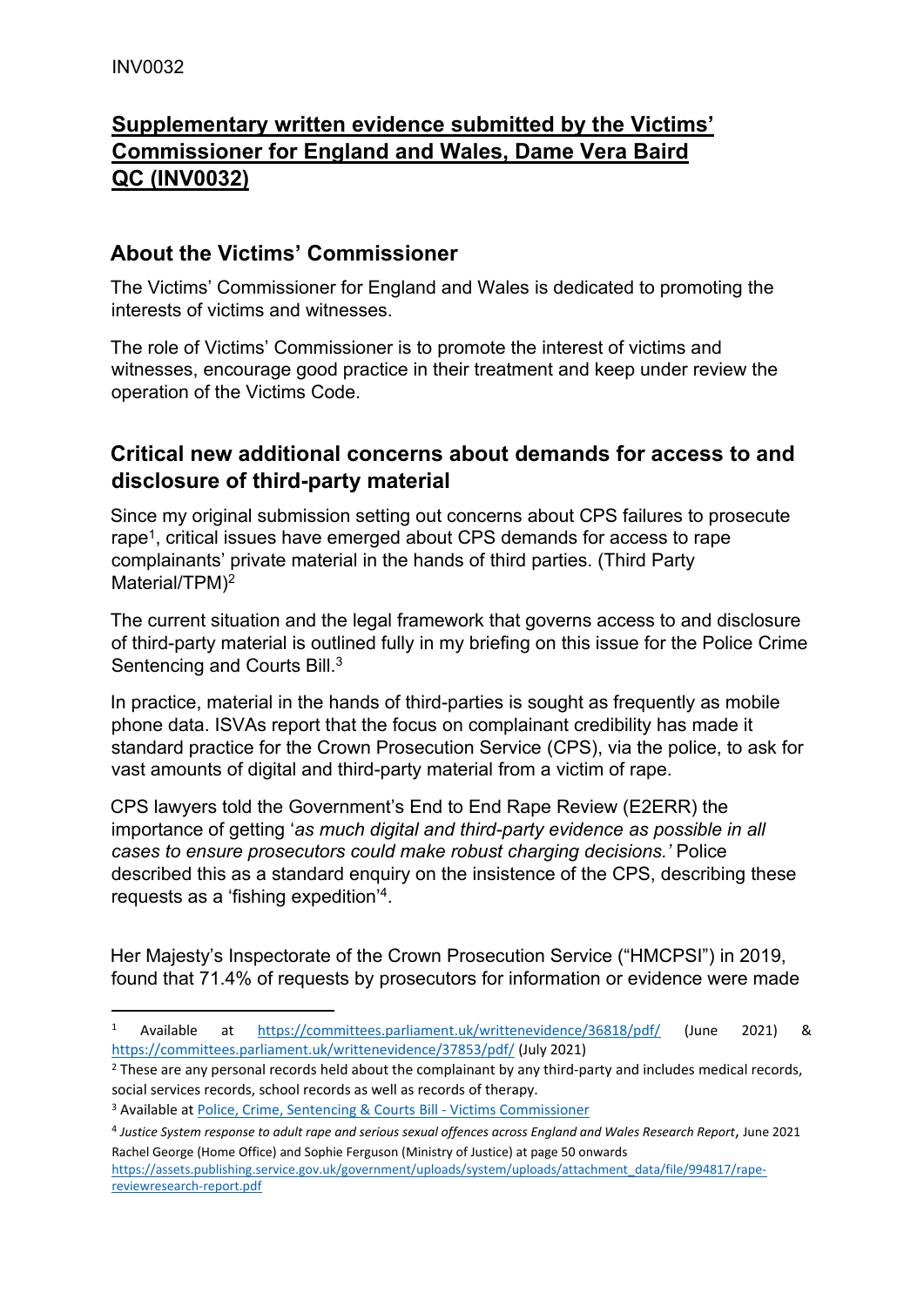INV0032

# Supplementary written evidence submitted by the Victims' Commissioner for England and Wales, Dame Vera Baird QC (INV0032)

## About the Victims' Commissioner

The Victims' Commissioner for England and Wales is dedicated to promoting the interests of victims and witnesses.

The role of Victims' Commissioner is to promote the interest of victims and witnesses, encourage good practice in their treatment and keep under review the operation of the Victims Code.

## Critical new additional concerns about demands for access to and disclosure of third-party material

Since my original submission setting out concerns about CPS failures to prosecute rape[1], critical issues have emerged about CPS demands for access to rape complainants' private material in the hands of third parties. (Third Party Material/TPM)[2]

The current situation and the legal framework that governs access to and disclosure of third-party material is outlined fully in my briefing on this issue for the Police Crime Sentencing and Courts Bill.[3]

In practice, material in the hands of third-parties is sought as frequently as mobile phone data. ISVAs report that the focus on complainant credibility has made it standard practice for the Crown Prosecution Service (CPS), via the police, to ask for vast amounts of digital and third-party material from a victim of rape.

CPS lawyers told the Government's End to End Rape Review (E2ERR) the importance of getting '*as much digital and third-party evidence as possible in all cases to ensure prosecutors could make robust charging decisions.'* Police described this as a standard enquiry on the insistence of the CPS, describing these requests as a 'fishing expedition'[4].

Her Majesty's Inspectorate of the Crown Prosecution Service ("HMCPSI") in 2019, found that 71.4% of requests by prosecutors for information or evidence were made

---

[1] Available at https://committees.parliament.uk/writtenevidence/36818/pdf/ (June 2021) & https://committees.parliament.uk/writtenevidence/37853/pdf/ (July 2021)

[2] These are any personal records held about the complainant by any third-party and includes medical records, social services records, school records as well as records of therapy.

[3] Available at Police, Crime, Sentencing & Courts Bill - Victims Commissioner

[4] *Justice System response to adult rape and serious sexual offences across England and Wales Research Report*, June 2021 Rachel George (Home Office) and Sophie Ferguson (Ministry of Justice) at page 50 onwards https://assets.publishing.service.gov.uk/government/uploads/system/uploads/attachment_data/file/994817/rape-reviewresearch-report.pdf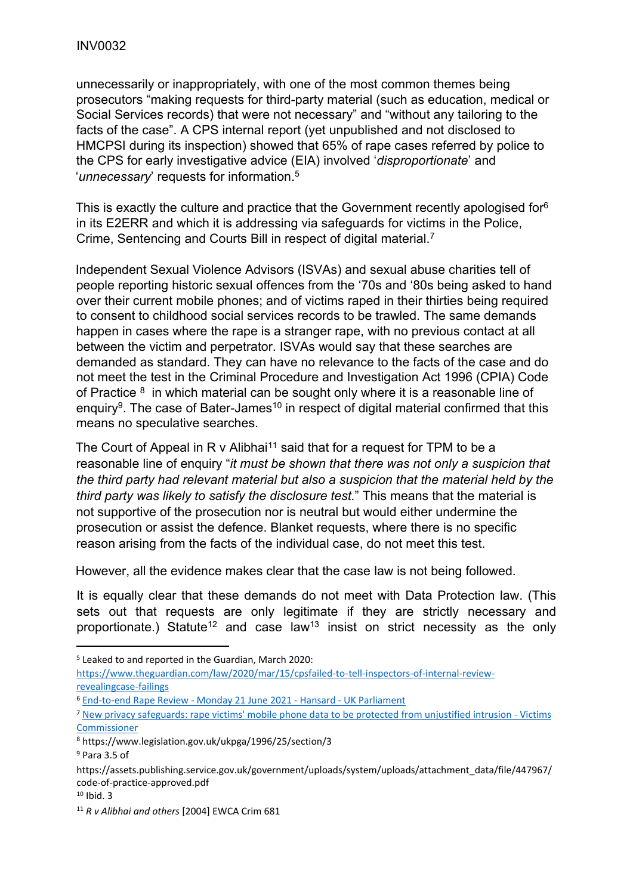unnecessarily or inappropriately, with one of the most common themes being prosecutors "making requests for third-party material (such as education, medical or Social Services records) that were not necessary" and "without any tailoring to the facts of the case". A CPS internal report (yet unpublished and not disclosed to HMCPSI during its inspection) showed that 65% of rape cases referred by police to the CPS for early investigative advice (EIA) involved '*disproportionate*' and '*unnecessary*' requests for information.[5]

This is exactly the culture and practice that the Government recently apologised for[6] in its E2ERR and which it is addressing via safeguards for victims in the Police, Crime, Sentencing and Courts Bill in respect of digital material.[7]

Independent Sexual Violence Advisors (ISVAs) and sexual abuse charities tell of people reporting historic sexual offences from the '70s and '80s being asked to hand over their current mobile phones; and of victims raped in their thirties being required to consent to childhood social services records to be trawled. The same demands happen in cases where the rape is a stranger rape, with no previous contact at all between the victim and perpetrator. ISVAs would say that these searches are demanded as standard. They can have no relevance to the facts of the case and do not meet the test in the Criminal Procedure and Investigation Act 1996 (CPIA) Code of Practice [8] in which material can be sought only where it is a reasonable line of enquiry[9]. The case of Bater-James[10] in respect of digital material confirmed that this means no speculative searches.

The Court of Appeal in R v Alibhai[11] said that for a request for TPM to be a reasonable line of enquiry "*it must be shown that there was not only a suspicion that the third party had relevant material but also a suspicion that the material held by the third party was likely to satisfy the disclosure test.*" This means that the material is not supportive of the prosecution nor is neutral but would either undermine the prosecution or assist the defence. Blanket requests, where there is no specific reason arising from the facts of the individual case, do not meet this test.

However, all the evidence makes clear that the case law is not being followed.

It is equally clear that these demands do not meet with Data Protection law. (This sets out that requests are only legitimate if they are strictly necessary and proportionate.) Statute[12] and case law[13] insist on strict necessity as the only

---

[5] Leaked to and reported in the Guardian, March 2020: https://www.theguardian.com/law/2020/mar/15/cpsfailed-to-tell-inspectors-of-internal-review-revealingcase-failings

[6] End-to-end Rape Review - Monday 21 June 2021 - Hansard - UK Parliament

[7] New privacy safeguards: rape victims' mobile phone data to be protected from unjustified intrusion - Victims Commissioner

[8] https://www.legislation.gov.uk/ukpga/1996/25/section/3

[9] Para 3.5 of https://assets.publishing.service.gov.uk/government/uploads/system/uploads/attachment_data/file/447967/code-of-practice-approved.pdf

[10] Ibid. 3

[11] *R v Alibhai and others* [2004] EWCA Crim 681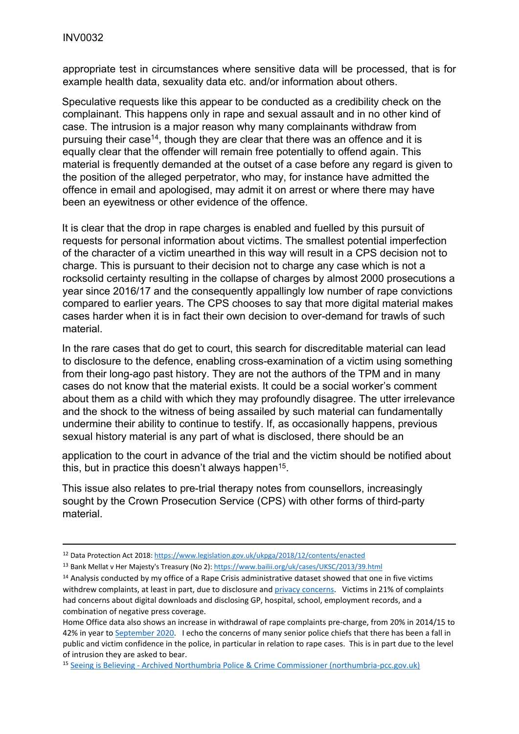appropriate test in circumstances where sensitive data will be processed, that is for example health data, sexuality data etc. and/or information about others.

Speculative requests like this appear to be conducted as a credibility check on the complainant. This happens only in rape and sexual assault and in no other kind of case. The intrusion is a major reason why many complainants withdraw from pursuing their case[14], though they are clear that there was an offence and it is equally clear that the offender will remain free potentially to offend again. This material is frequently demanded at the outset of a case before any regard is given to the position of the alleged perpetrator, who may, for instance have admitted the offence in email and apologised, may admit it on arrest or where there may have been an eyewitness or other evidence of the offence.

It is clear that the drop in rape charges is enabled and fuelled by this pursuit of requests for personal information about victims. The smallest potential imperfection of the character of a victim unearthed in this way will result in a CPS decision not to charge. This is pursuant to their decision not to charge any case which is not a rocksolid certainty resulting in the collapse of charges by almost 2000 prosecutions a year since 2016/17 and the consequently appallingly low number of rape convictions compared to earlier years. The CPS chooses to say that more digital material makes cases harder when it is in fact their own decision to over-demand for trawls of such material.

In the rare cases that do get to court, this search for discreditable material can lead to disclosure to the defence, enabling cross-examination of a victim using something from their long-ago past history. They are not the authors of the TPM and in many cases do not know that the material exists. It could be a social worker's comment about them as a child with which they may profoundly disagree. The utter irrelevance and the shock to the witness of being assailed by such material can fundamentally undermine their ability to continue to testify. If, as occasionally happens, previous sexual history material is any part of what is disclosed, there should be an application to the court in advance of the trial and the victim should be notified about this, but in practice this doesn't always happen[15].

This issue also relates to pre-trial therapy notes from counsellors, increasingly sought by the Crown Prosecution Service (CPS) with other forms of third-party material.

---

[12] Data Protection Act 2018: https://www.legislation.gov.uk/ukpga/2018/12/contents/enacted

[13] Bank Mellat v Her Majesty's Treasury (No 2): https://www.bailii.org/uk/cases/UKSC/2013/39.html

[14] Analysis conducted by my office of a Rape Crisis administrative dataset showed that one in five victims withdrew complaints, at least in part, due to disclosure and privacy concerns. Victims in 21% of complaints had concerns about digital downloads and disclosing GP, hospital, school, employment records, and a combination of negative press coverage.

Home Office data also shows an increase in withdrawal of rape complaints pre-charge, from 20% in 2014/15 to 42% in year to September 2020. I echo the concerns of many senior police chiefs that there has been a fall in public and victim confidence in the police, in particular in relation to rape cases. This is in part due to the level of intrusion they are asked to bear.

[15] Seeing is Believing - Archived Northumbria Police & Crime Commissioner (northumbria-pcc.gov.uk)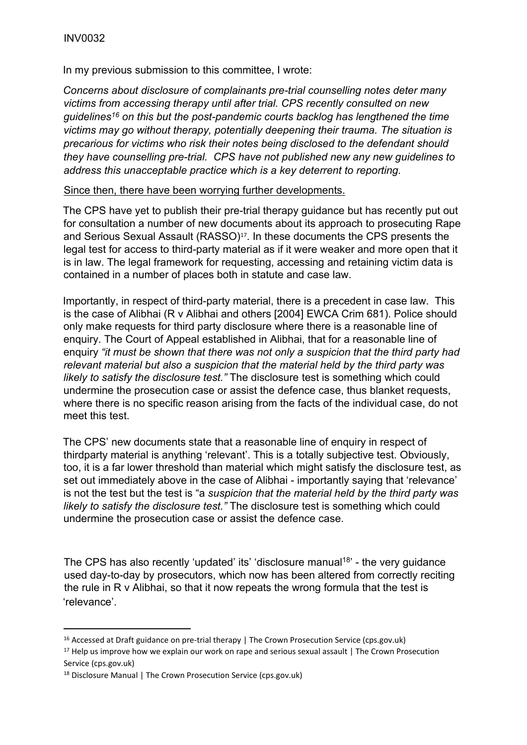INV0032

In my previous submission to this committee, I wrote:

*Concerns about disclosure of complainants pre-trial counselling notes deter many victims from accessing therapy until after trial. CPS recently consulted on new guidelines[16] on this but the post-pandemic courts backlog has lengthened the time victims may go without therapy, potentially deepening their trauma. The situation is precarious for victims who risk their notes being disclosed to the defendant should they have counselling pre-trial. CPS have not published new any new guidelines to address this unacceptable practice which is a key deterrent to reporting.*

<u>Since then, there have been worrying further developments.</u>

The CPS have yet to publish their pre-trial therapy guidance but has recently put out for consultation a number of new documents about its approach to prosecuting Rape and Serious Sexual Assault (RASSO)[17]. In these documents the CPS presents the legal test for access to third-party material as if it were weaker and more open that it is in law. The legal framework for requesting, accessing and retaining victim data is contained in a number of places both in statute and case law.

Importantly, in respect of third-party material, there is a precedent in case law. This is the case of Alibhai (R v Alibhai and others [2004] EWCA Crim 681). Police should only make requests for third party disclosure where there is a reasonable line of enquiry. The Court of Appeal established in Alibhai, that for a reasonable line of enquiry *"it must be shown that there was not only a suspicion that the third party had relevant material but also a suspicion that the material held by the third party was likely to satisfy the disclosure test."* The disclosure test is something which could undermine the prosecution case or assist the defence case, thus blanket requests, where there is no specific reason arising from the facts of the individual case, do not meet this test.

The CPS' new documents state that a reasonable line of enquiry in respect of thirdparty material is anything 'relevant'. This is a totally subjective test. Obviously, too, it is a far lower threshold than material which might satisfy the disclosure test, as set out immediately above in the case of Alibhai - importantly saying that 'relevance' is not the test but the test is "a *suspicion that the material held by the third party was likely to satisfy the disclosure test."* The disclosure test is something which could undermine the prosecution case or assist the defence case.

The CPS has also recently 'updated' its' 'disclosure manual[18]' - the very guidance used day-to-day by prosecutors, which now has been altered from correctly reciting the rule in R v Alibhai, so that it now repeats the wrong formula that the test is 'relevance'.

---

[16] Accessed at Draft guidance on pre-trial therapy | The Crown Prosecution Service (cps.gov.uk)

[17] Help us improve how we explain our work on rape and serious sexual assault | The Crown Prosecution Service (cps.gov.uk)

[18] Disclosure Manual | The Crown Prosecution Service (cps.gov.uk)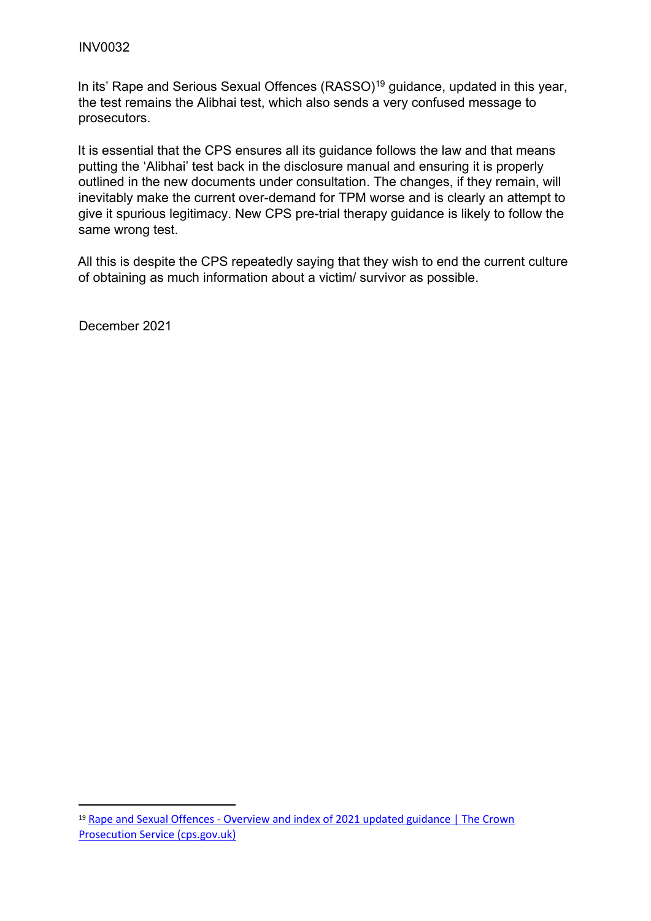In its' Rape and Serious Sexual Offences (RASSO)[19] guidance, updated in this year, the test remains the Alibhai test, which also sends a very confused message to prosecutors.

It is essential that the CPS ensures all its guidance follows the law and that means putting the 'Alibhai' test back in the disclosure manual and ensuring it is properly outlined in the new documents under consultation. The changes, if they remain, will inevitably make the current over-demand for TPM worse and is clearly an attempt to give it spurious legitimacy. New CPS pre-trial therapy guidance is likely to follow the same wrong test.

All this is despite the CPS repeatedly saying that they wish to end the current culture of obtaining as much information about a victim/ survivor as possible.

December 2021

---

[19] Rape and Sexual Offences - Overview and index of 2021 updated guidance | The Crown Prosecution Service (cps.gov.uk)